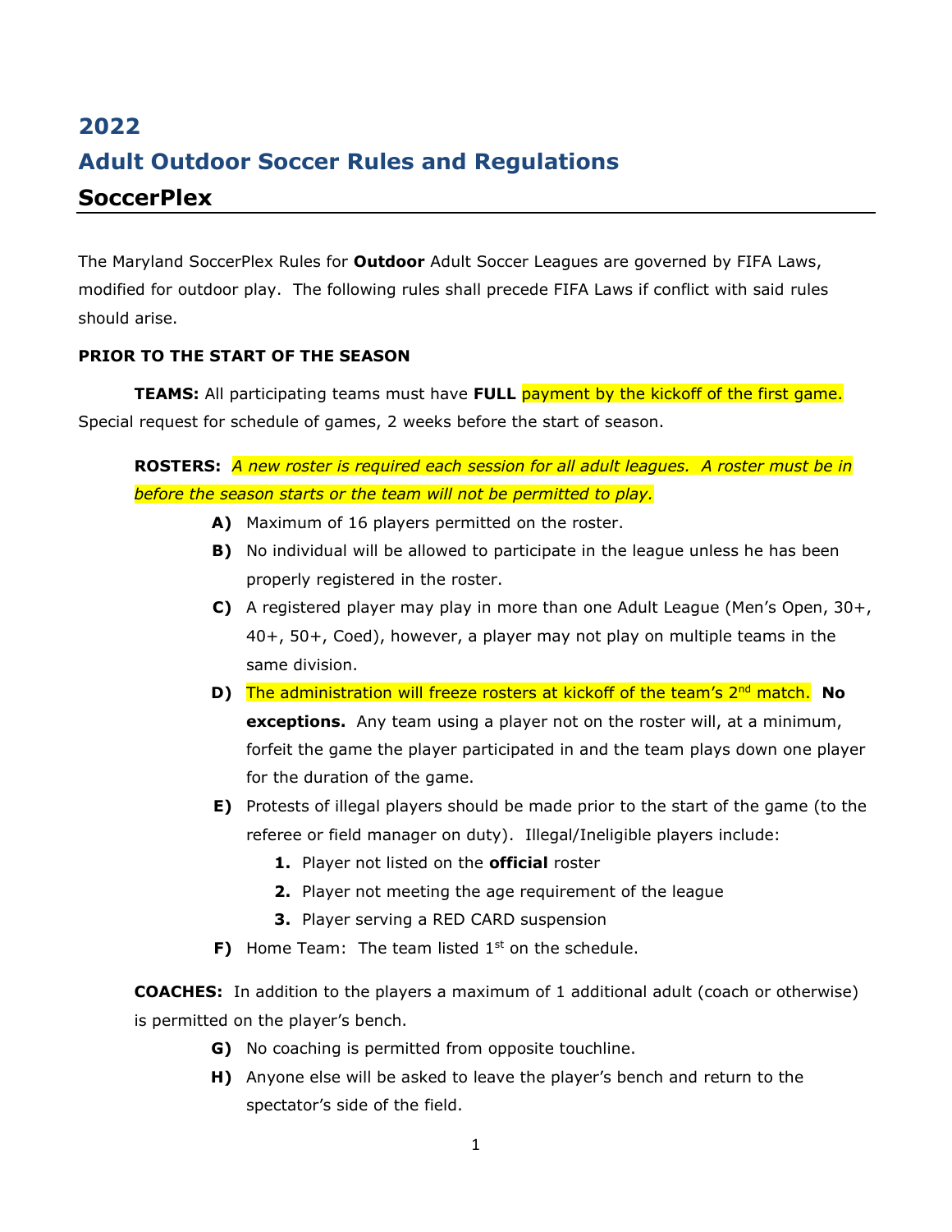# 2022

# Adult Outdoor Soccer Rules and Regulations

## SoccerPlex

The Maryland SoccerPlex Rules for **Outdoor** Adult Soccer Leagues are governed by FIFA Laws, modified for outdoor play. The following rules shall precede FIFA Laws if conflict with said rules should arise.

**PRIOR TO THE START OF THE SEASON**

**TEAMS:** All participating teams must have **FULL** payment by the kickoff of the first game. Special request for schedule of games, 2 weeks before the start of season.

**ROSTERS:** *A new roster is required each session for all adult leagues. A roster must be in before the season starts or the team will not be permitted to play.*

- **A)** Maximum of 16 players permitted on the roster.
- **B)** No individual will be allowed to participate in the league unless he has been properly registered in the roster.
- **C)** A registered player may play in more than one Adult League (Men's Open, 30+, 40+, 50+, Coed), however, a player may not play on multiple teams in the same division.
- **D)** The administration will freeze rosters at kickoff of the team's 2nd match. **No exceptions.** Any team using a player not on the roster will, at a minimum, forfeit the game the player participated in and the team plays down one player for the duration of the game.
- **E)** Protests of illegal players should be made prior to the start of the game (to the referee or field manager on duty). Illegal/Ineligible players include:
  1. Player not listed on the **official** roster
  2. Player not meeting the age requirement of the league
  3. Player serving a RED CARD suspension
- **F)** Home Team: The team listed 1st on the schedule.

**COACHES:** In addition to the players a maximum of 1 additional adult (coach or otherwise) is permitted on the player's bench.

- **G)** No coaching is permitted from opposite touchline.
- **H)** Anyone else will be asked to leave the player's bench and return to the spectator's side of the field.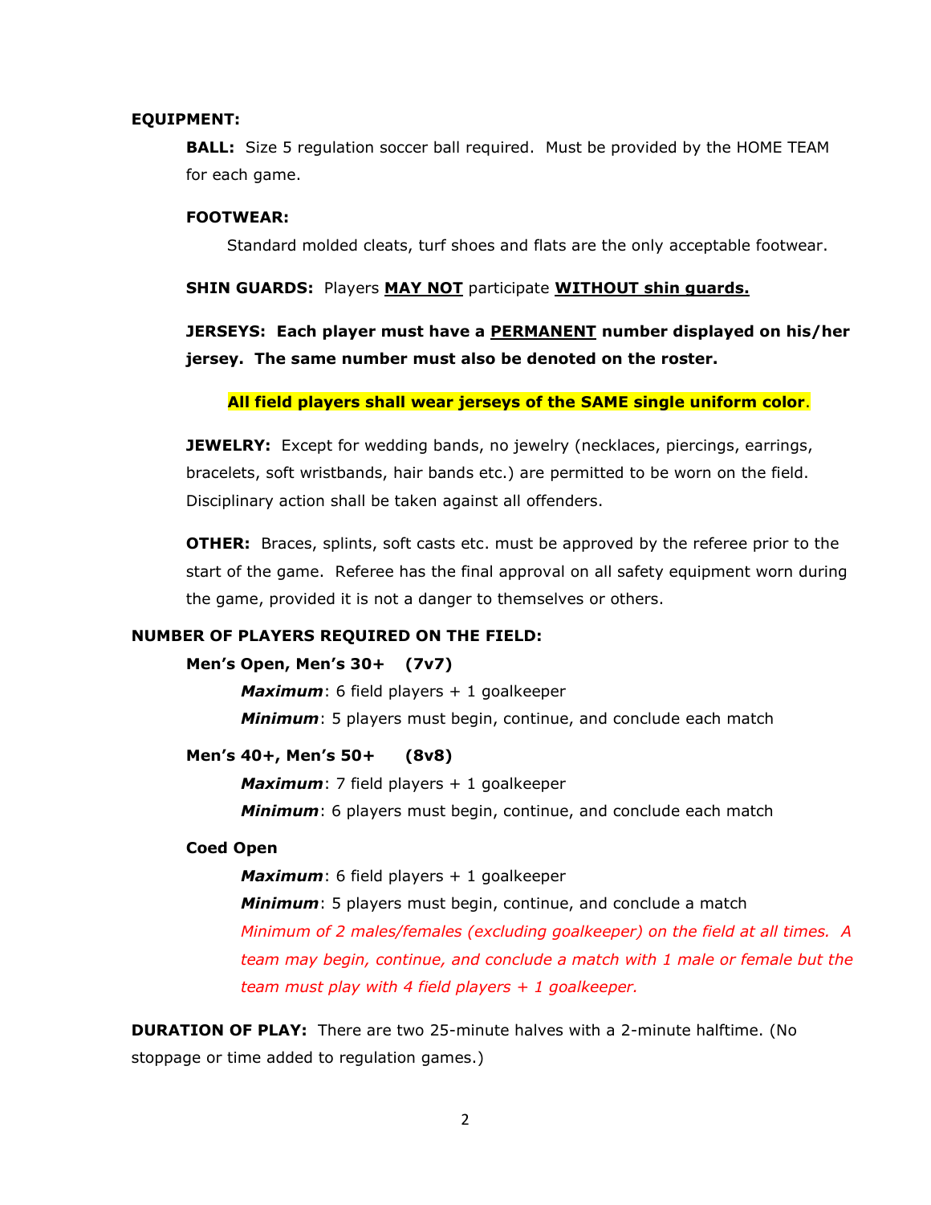## EQUIPMENT:

**BALL:** Size 5 regulation soccer ball required. Must be provided by the HOME TEAM for each game.

**FOOTWEAR:**

Standard molded cleats, turf shoes and flats are the only acceptable footwear.

**SHIN GUARDS:** Players **MAY NOT** participate **WITHOUT shin guards.**

**JERSEYS: Each player must have a PERMANENT number displayed on his/her jersey. The same number must also be denoted on the roster.**

**All field players shall wear jerseys of the SAME single uniform color**.

**JEWELRY:** Except for wedding bands, no jewelry (necklaces, piercings, earrings, bracelets, soft wristbands, hair bands etc.) are permitted to be worn on the field. Disciplinary action shall be taken against all offenders.

**OTHER:** Braces, splints, soft casts etc. must be approved by the referee prior to the start of the game. Referee has the final approval on all safety equipment worn during the game, provided it is not a danger to themselves or others.

## NUMBER OF PLAYERS REQUIRED ON THE FIELD:

**Men's Open, Men's 30+ (7v7)**

***Maximum***: 6 field players + 1 goalkeeper

***Minimum***: 5 players must begin, continue, and conclude each match

**Men's 40+, Men's 50+ (8v8)**

***Maximum***: 7 field players + 1 goalkeeper

***Minimum***: 6 players must begin, continue, and conclude each match

**Coed Open**

***Maximum***: 6 field players + 1 goalkeeper

***Minimum***: 5 players must begin, continue, and conclude a match

*Minimum of 2 males/females (excluding goalkeeper) on the field at all times. A team may begin, continue, and conclude a match with 1 male or female but the team must play with 4 field players + 1 goalkeeper.*

**DURATION OF PLAY:** There are two 25-minute halves with a 2-minute halftime. (No stoppage or time added to regulation games.)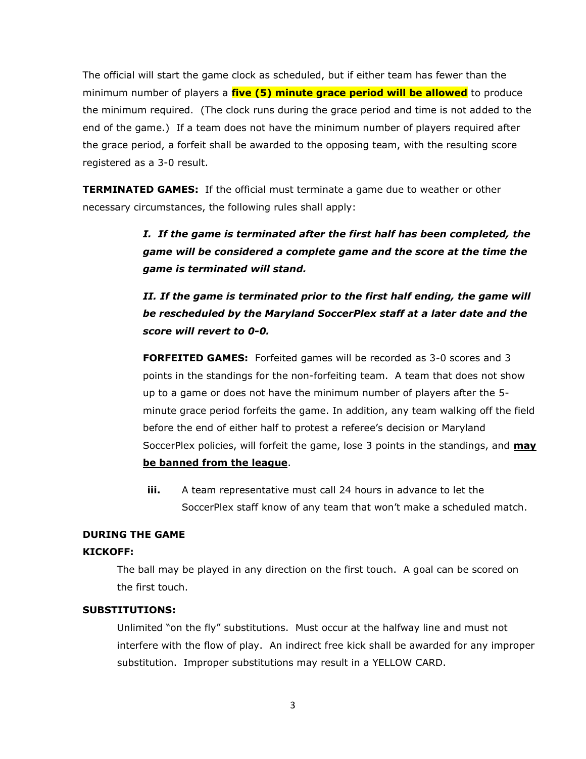The official will start the game clock as scheduled, but if either team has fewer than the minimum number of players a **five (5) minute grace period will be allowed** to produce the minimum required. (The clock runs during the grace period and time is not added to the end of the game.) If a team does not have the minimum number of players required after the grace period, a forfeit shall be awarded to the opposing team, with the resulting score registered as a 3-0 result.

**TERMINATED GAMES:** If the official must terminate a game due to weather or other necessary circumstances, the following rules shall apply:

> ***I. If the game is terminated after the first half has been completed, the game will be considered a complete game and the score at the time the game is terminated will stand.***
>
> ***II. If the game is terminated prior to the first half ending, the game will be rescheduled by the Maryland SoccerPlex staff at a later date and the score will revert to 0-0.***
>
> **FORFEITED GAMES:** Forfeited games will be recorded as 3-0 scores and 3 points in the standings for the non-forfeiting team. A team that does not show up to a game or does not have the minimum number of players after the 5-minute grace period forfeits the game. In addition, any team walking off the field before the end of either half to protest a referee's decision or Maryland SoccerPlex policies, will forfeit the game, lose 3 points in the standings, and **<u>may be banned from the league</u>**.
>
> **iii.** A team representative must call 24 hours in advance to let the SoccerPlex staff know of any team that won't make a scheduled match.

**DURING THE GAME**

**KICKOFF:**

The ball may be played in any direction on the first touch. A goal can be scored on the first touch.

**SUBSTITUTIONS:**

Unlimited "on the fly" substitutions. Must occur at the halfway line and must not interfere with the flow of play. An indirect free kick shall be awarded for any improper substitution. Improper substitutions may result in a YELLOW CARD.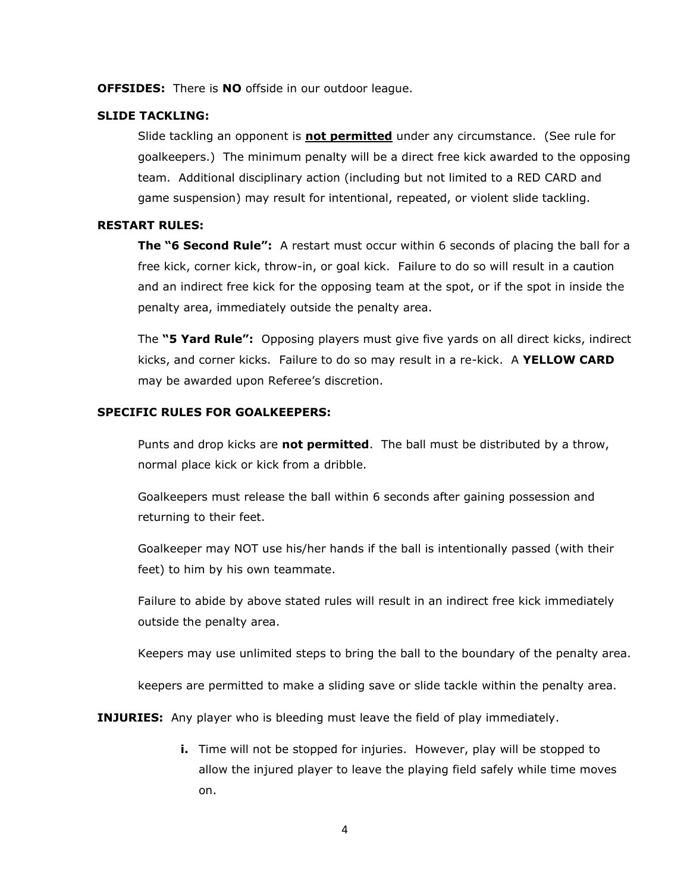**OFFSIDES:** There is **NO** offside in our outdoor league.

**SLIDE TACKLING:**

Slide tackling an opponent is **<u>not permitted</u>** under any circumstance. (See rule for goalkeepers.) The minimum penalty will be a direct free kick awarded to the opposing team. Additional disciplinary action (including but not limited to a RED CARD and game suspension) may result for intentional, repeated, or violent slide tackling.

**RESTART RULES:**

**The "6 Second Rule":** A restart must occur within 6 seconds of placing the ball for a free kick, corner kick, throw-in, or goal kick. Failure to do so will result in a caution and an indirect free kick for the opposing team at the spot, or if the spot in inside the penalty area, immediately outside the penalty area.

The **"5 Yard Rule":** Opposing players must give five yards on all direct kicks, indirect kicks, and corner kicks. Failure to do so may result in a re-kick. A **YELLOW CARD** may be awarded upon Referee's discretion.

**SPECIFIC RULES FOR GOALKEEPERS:**

Punts and drop kicks are **not permitted**. The ball must be distributed by a throw, normal place kick or kick from a dribble.

Goalkeepers must release the ball within 6 seconds after gaining possession and returning to their feet.

Goalkeeper may NOT use his/her hands if the ball is intentionally passed (with their feet) to him by his own teammate.

Failure to abide by above stated rules will result in an indirect free kick immediately outside the penalty area.

Keepers may use unlimited steps to bring the ball to the boundary of the penalty area.

keepers are permitted to make a sliding save or slide tackle within the penalty area.

**INJURIES:** Any player who is bleeding must leave the field of play immediately.

- **i.** Time will not be stopped for injuries. However, play will be stopped to allow the injured player to leave the playing field safely while time moves on.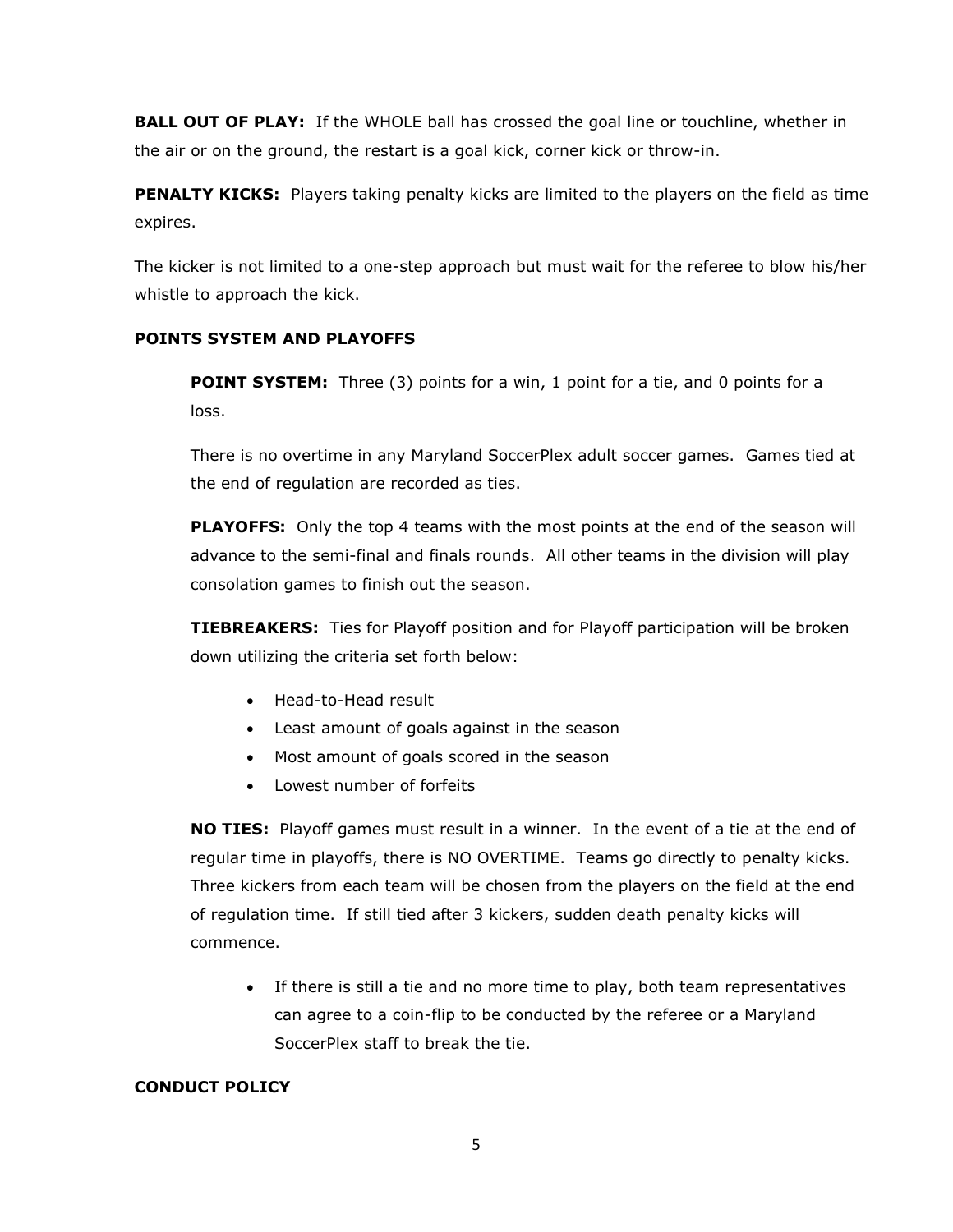**BALL OUT OF PLAY:** If the WHOLE ball has crossed the goal line or touchline, whether in the air or on the ground, the restart is a goal kick, corner kick or throw-in.

**PENALTY KICKS:** Players taking penalty kicks are limited to the players on the field as time expires.

The kicker is not limited to a one-step approach but must wait for the referee to blow his/her whistle to approach the kick.

**POINTS SYSTEM AND PLAYOFFS**

**POINT SYSTEM:** Three (3) points for a win, 1 point for a tie, and 0 points for a loss.

There is no overtime in any Maryland SoccerPlex adult soccer games. Games tied at the end of regulation are recorded as ties.

**PLAYOFFS:** Only the top 4 teams with the most points at the end of the season will advance to the semi-final and finals rounds. All other teams in the division will play consolation games to finish out the season.

**TIEBREAKERS:** Ties for Playoff position and for Playoff participation will be broken down utilizing the criteria set forth below:

- Head-to-Head result
- Least amount of goals against in the season
- Most amount of goals scored in the season
- Lowest number of forfeits

**NO TIES:** Playoff games must result in a winner. In the event of a tie at the end of regular time in playoffs, there is NO OVERTIME. Teams go directly to penalty kicks. Three kickers from each team will be chosen from the players on the field at the end of regulation time. If still tied after 3 kickers, sudden death penalty kicks will commence.

- If there is still a tie and no more time to play, both team representatives can agree to a coin-flip to be conducted by the referee or a Maryland SoccerPlex staff to break the tie.

**CONDUCT POLICY**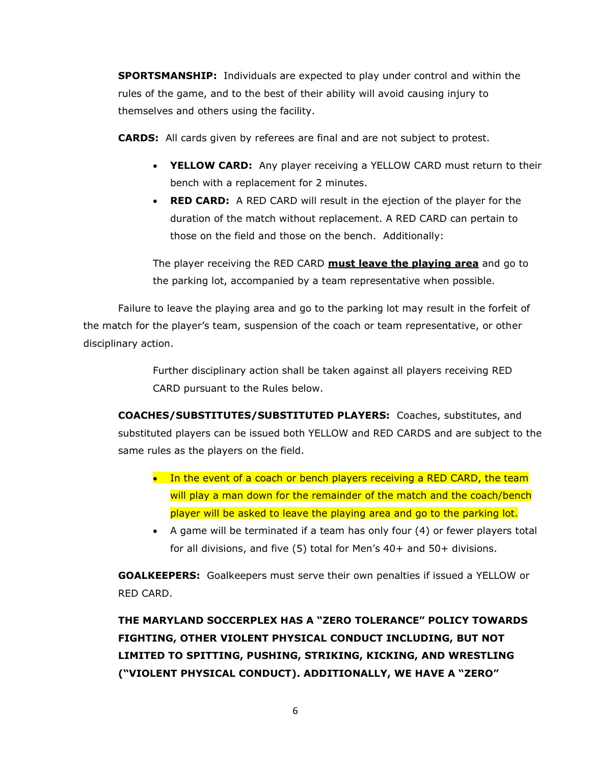**SPORTSMANSHIP:** Individuals are expected to play under control and within the rules of the game, and to the best of their ability will avoid causing injury to themselves and others using the facility.

**CARDS:** All cards given by referees are final and are not subject to protest.

- **YELLOW CARD:** Any player receiving a YELLOW CARD must return to their bench with a replacement for 2 minutes.
- **RED CARD:** A RED CARD will result in the ejection of the player for the duration of the match without replacement. A RED CARD can pertain to those on the field and those on the bench. Additionally:

The player receiving the RED CARD <u>**must leave the playing area**</u> and go to the parking lot, accompanied by a team representative when possible.

Failure to leave the playing area and go to the parking lot may result in the forfeit of the match for the player's team, suspension of the coach or team representative, or other disciplinary action.

Further disciplinary action shall be taken against all players receiving RED CARD pursuant to the Rules below.

**COACHES/SUBSTITUTES/SUBSTITUTED PLAYERS:** Coaches, substitutes, and substituted players can be issued both YELLOW and RED CARDS and are subject to the same rules as the players on the field.

- In the event of a coach or bench players receiving a RED CARD, the team will play a man down for the remainder of the match and the coach/bench player will be asked to leave the playing area and go to the parking lot.
- A game will be terminated if a team has only four (4) or fewer players total for all divisions, and five (5) total for Men's 40+ and 50+ divisions.

**GOALKEEPERS:** Goalkeepers must serve their own penalties if issued a YELLOW or RED CARD.

**THE MARYLAND SOCCERPLEX HAS A "ZERO TOLERANCE" POLICY TOWARDS FIGHTING, OTHER VIOLENT PHYSICAL CONDUCT INCLUDING, BUT NOT LIMITED TO SPITTING, PUSHING, STRIKING, KICKING, AND WRESTLING ("VIOLENT PHYSICAL CONDUCT). ADDITIONALLY, WE HAVE A "ZERO"**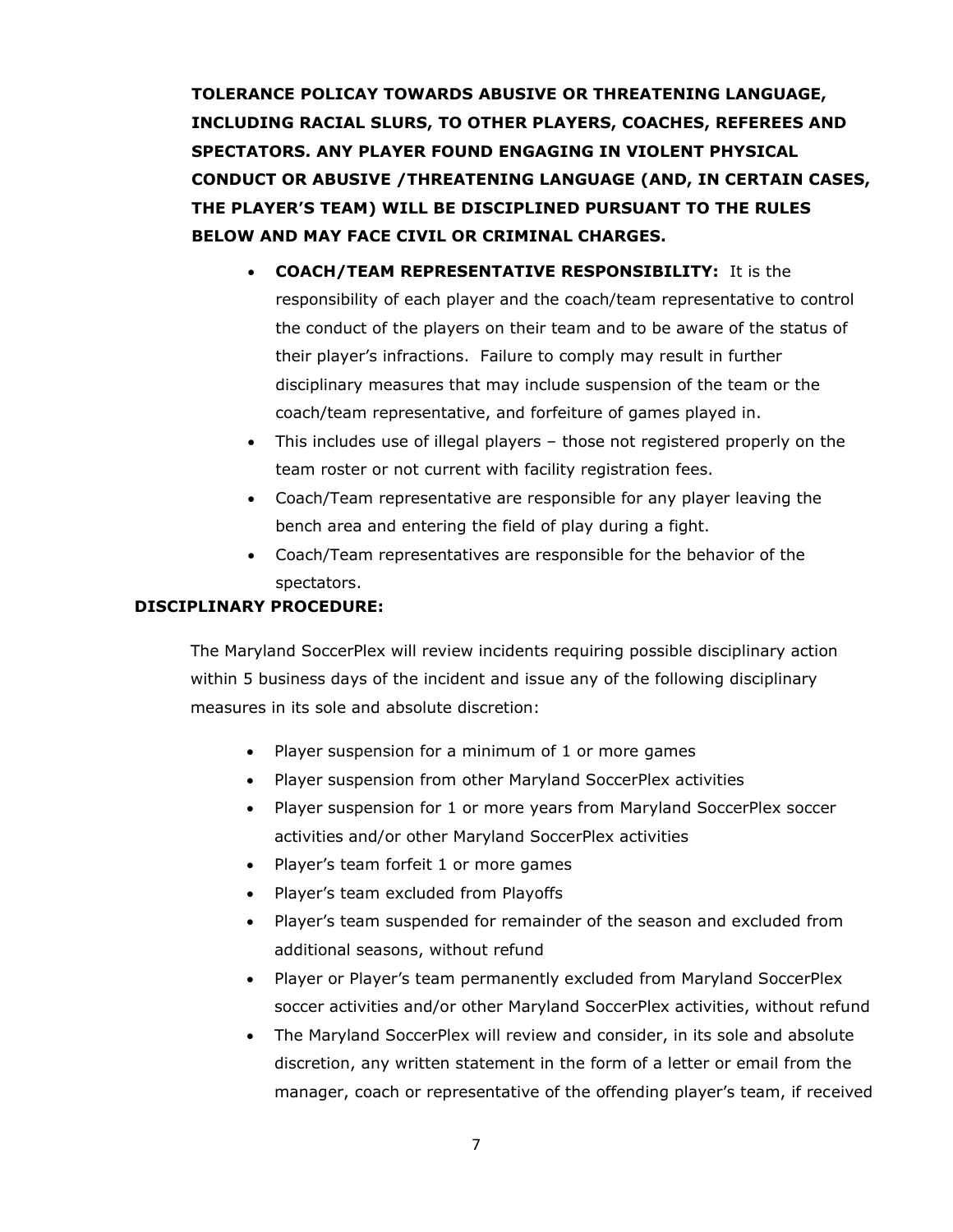**TOLERANCE POLICAY TOWARDS ABUSIVE OR THREATENING LANGUAGE, INCLUDING RACIAL SLURS, TO OTHER PLAYERS, COACHES, REFEREES AND SPECTATORS. ANY PLAYER FOUND ENGAGING IN VIOLENT PHYSICAL CONDUCT OR ABUSIVE /THREATENING LANGUAGE (AND, IN CERTAIN CASES, THE PLAYER'S TEAM) WILL BE DISCIPLINED PURSUANT TO THE RULES BELOW AND MAY FACE CIVIL OR CRIMINAL CHARGES.**

- **COACH/TEAM REPRESENTATIVE RESPONSIBILITY:** It is the responsibility of each player and the coach/team representative to control the conduct of the players on their team and to be aware of the status of their player's infractions. Failure to comply may result in further disciplinary measures that may include suspension of the team or the coach/team representative, and forfeiture of games played in.
- This includes use of illegal players – those not registered properly on the team roster or not current with facility registration fees.
- Coach/Team representative are responsible for any player leaving the bench area and entering the field of play during a fight.
- Coach/Team representatives are responsible for the behavior of the spectators.

**DISCIPLINARY PROCEDURE:**

The Maryland SoccerPlex will review incidents requiring possible disciplinary action within 5 business days of the incident and issue any of the following disciplinary measures in its sole and absolute discretion:

- Player suspension for a minimum of 1 or more games
- Player suspension from other Maryland SoccerPlex activities
- Player suspension for 1 or more years from Maryland SoccerPlex soccer activities and/or other Maryland SoccerPlex activities
- Player's team forfeit 1 or more games
- Player's team excluded from Playoffs
- Player's team suspended for remainder of the season and excluded from additional seasons, without refund
- Player or Player's team permanently excluded from Maryland SoccerPlex soccer activities and/or other Maryland SoccerPlex activities, without refund
- The Maryland SoccerPlex will review and consider, in its sole and absolute discretion, any written statement in the form of a letter or email from the manager, coach or representative of the offending player's team, if received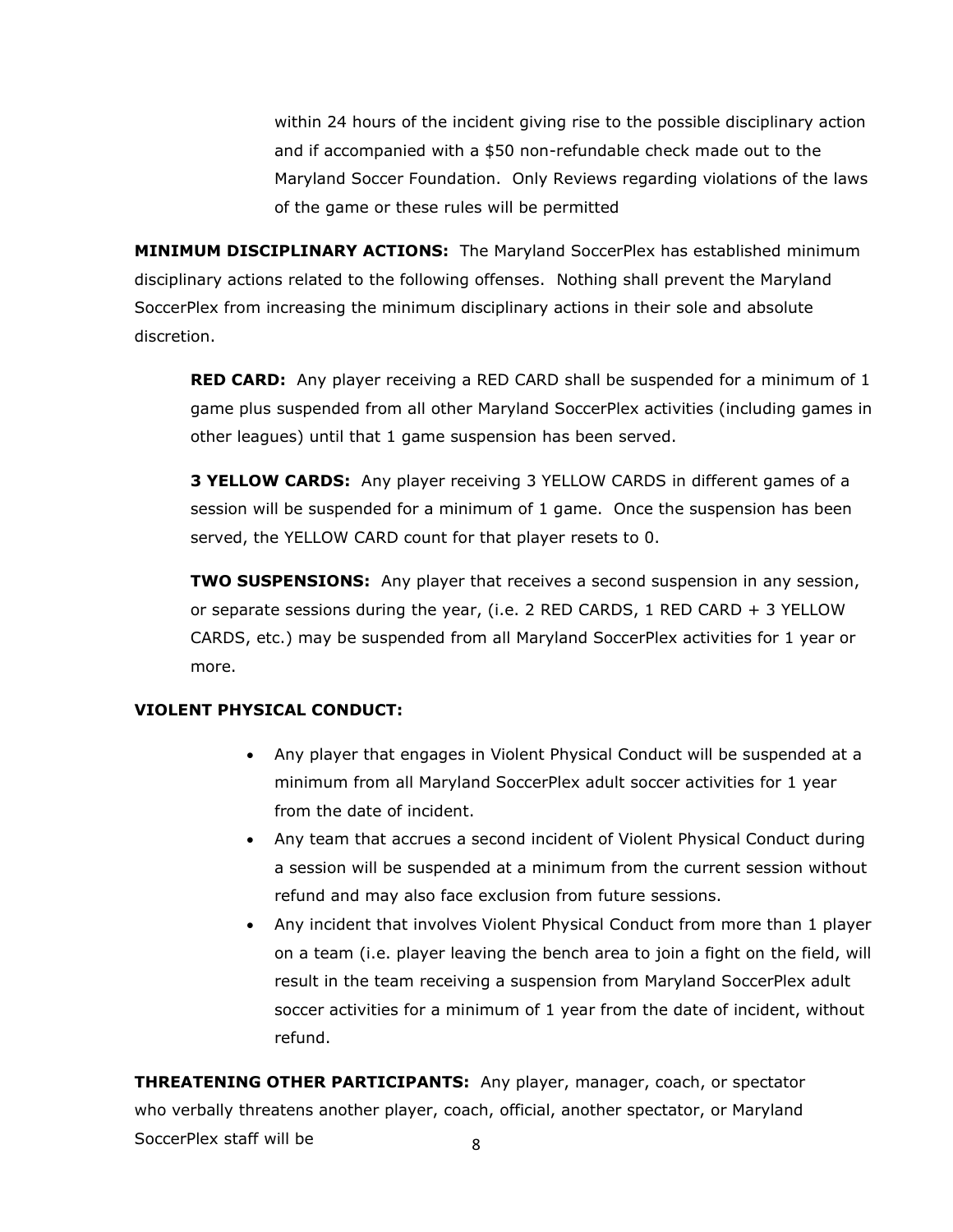within 24 hours of the incident giving rise to the possible disciplinary action and if accompanied with a $50 non-refundable check made out to the Maryland Soccer Foundation. Only Reviews regarding violations of the laws of the game or these rules will be permitted

**MINIMUM DISCIPLINARY ACTIONS:** The Maryland SoccerPlex has established minimum disciplinary actions related to the following offenses. Nothing shall prevent the Maryland SoccerPlex from increasing the minimum disciplinary actions in their sole and absolute discretion.

**RED CARD:** Any player receiving a RED CARD shall be suspended for a minimum of 1 game plus suspended from all other Maryland SoccerPlex activities (including games in other leagues) until that 1 game suspension has been served.

**3 YELLOW CARDS:** Any player receiving 3 YELLOW CARDS in different games of a session will be suspended for a minimum of 1 game. Once the suspension has been served, the YELLOW CARD count for that player resets to 0.

**TWO SUSPENSIONS:** Any player that receives a second suspension in any session, or separate sessions during the year, (i.e. 2 RED CARDS, 1 RED CARD + 3 YELLOW CARDS, etc.) may be suspended from all Maryland SoccerPlex activities for 1 year or more.

**VIOLENT PHYSICAL CONDUCT:**

- Any player that engages in Violent Physical Conduct will be suspended at a minimum from all Maryland SoccerPlex adult soccer activities for 1 year from the date of incident.
- Any team that accrues a second incident of Violent Physical Conduct during a session will be suspended at a minimum from the current session without refund and may also face exclusion from future sessions.
- Any incident that involves Violent Physical Conduct from more than 1 player on a team (i.e. player leaving the bench area to join a fight on the field, will result in the team receiving a suspension from Maryland SoccerPlex adult soccer activities for a minimum of 1 year from the date of incident, without refund.

**THREATENING OTHER PARTICIPANTS:** Any player, manager, coach, or spectator who verbally threatens another player, coach, official, another spectator, or Maryland SoccerPlex staff will be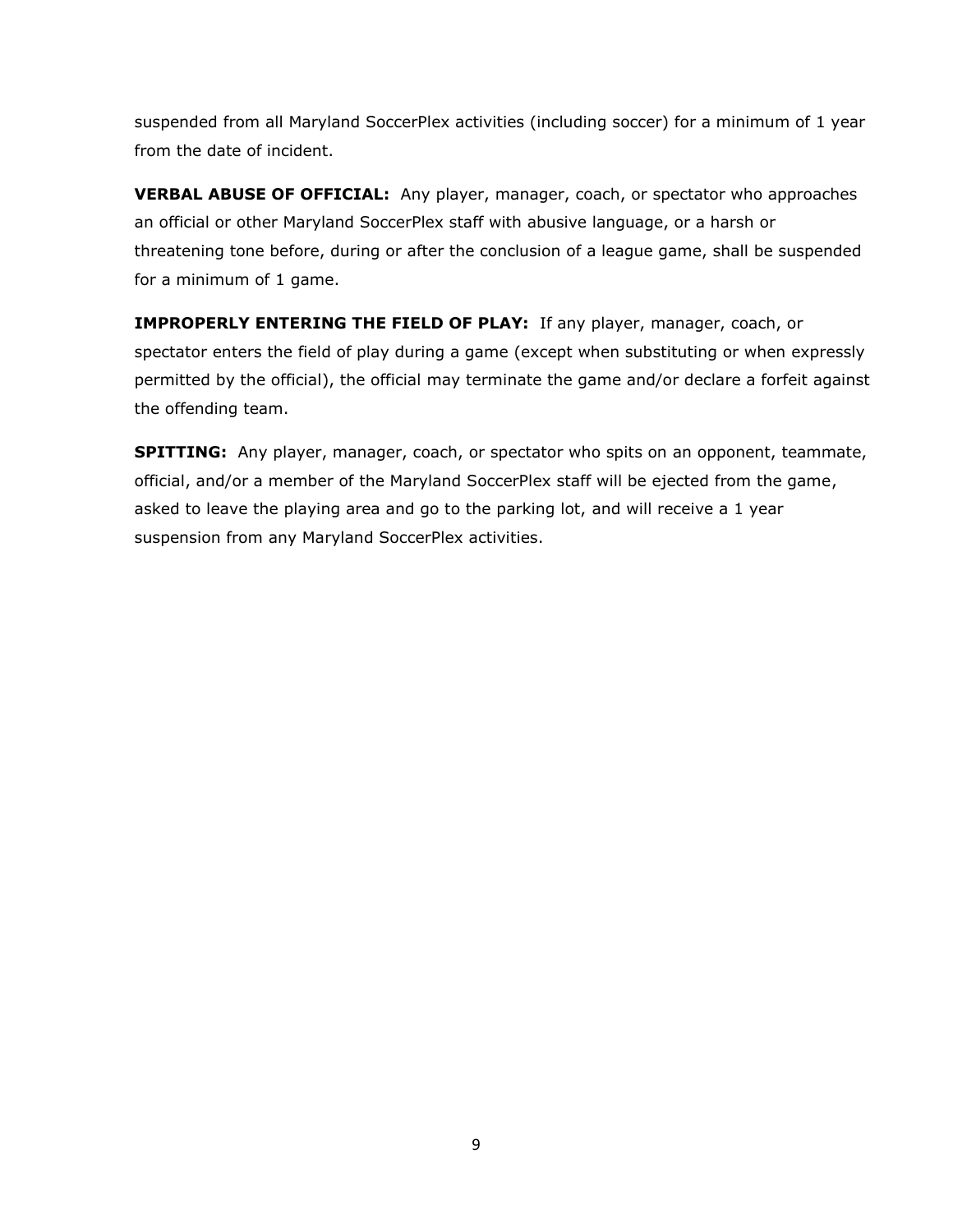suspended from all Maryland SoccerPlex activities (including soccer) for a minimum of 1 year from the date of incident.

**VERBAL ABUSE OF OFFICIAL:** Any player, manager, coach, or spectator who approaches an official or other Maryland SoccerPlex staff with abusive language, or a harsh or threatening tone before, during or after the conclusion of a league game, shall be suspended for a minimum of 1 game.

**IMPROPERLY ENTERING THE FIELD OF PLAY:** If any player, manager, coach, or spectator enters the field of play during a game (except when substituting or when expressly permitted by the official), the official may terminate the game and/or declare a forfeit against the offending team.

**SPITTING:** Any player, manager, coach, or spectator who spits on an opponent, teammate, official, and/or a member of the Maryland SoccerPlex staff will be ejected from the game, asked to leave the playing area and go to the parking lot, and will receive a 1 year suspension from any Maryland SoccerPlex activities.